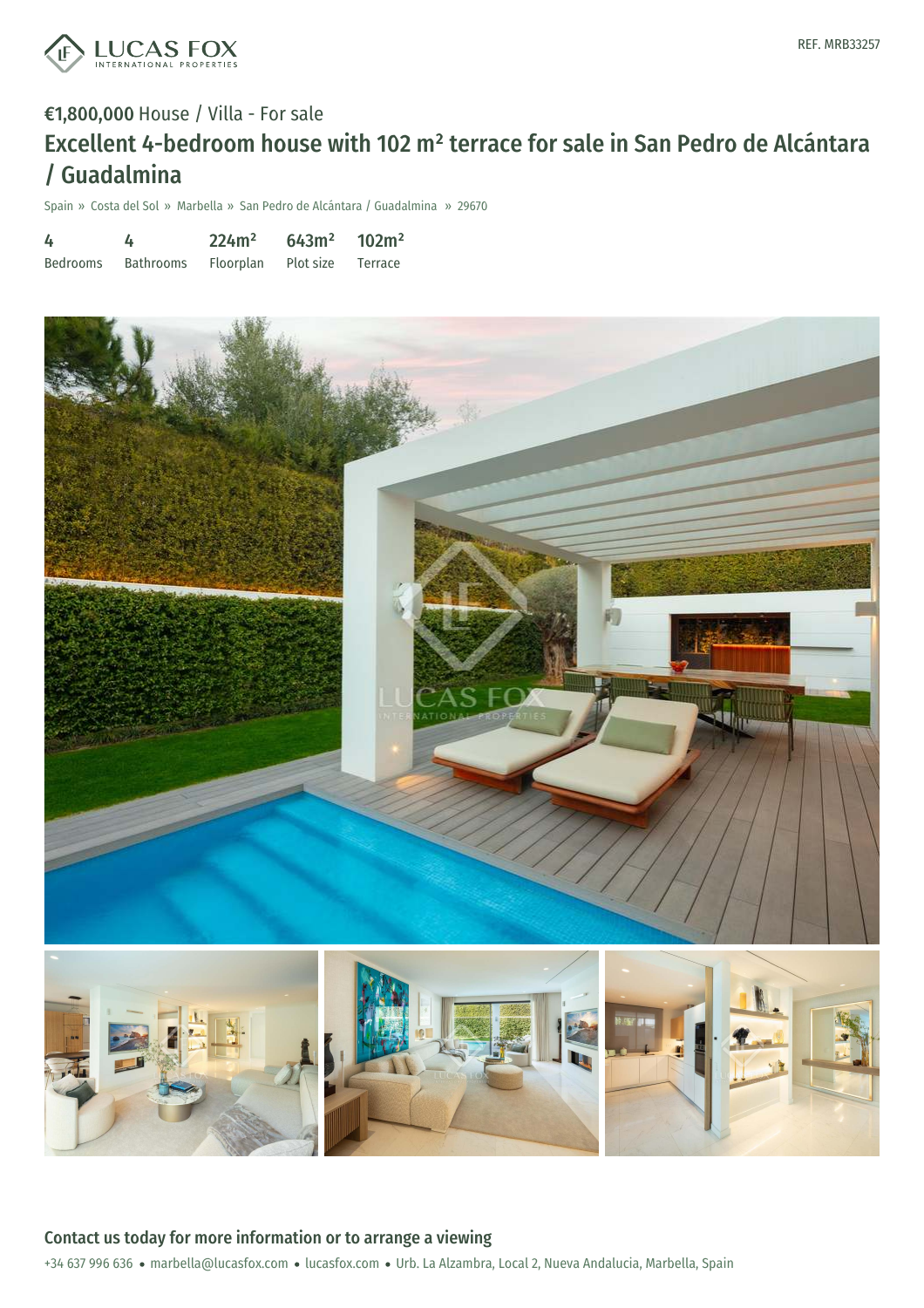REF. MRB33257

€1,800,000 House / Villa - For sale

# Excellent 4-bedroom house with 102 m² terrace for sale in San Pedro de Alcántara / Guadalmina

Spain » Costa del Sol » Marbella » San Pedro de Alcántara / Guadalmina » 29670

| 4 | 4 | 224m² | 643m² | 102m² |
|---|---|---|---|---|
| Bedrooms | Bathrooms | Floorplan | Plot size | Terrace |

## Contact us today for more information or to arrange a viewing

+34 637 996 636 • marbella@lucasfox.com • lucasfox.com • Urb. La Alzambra, Local 2, Nueva Andalucia, Marbella, Spain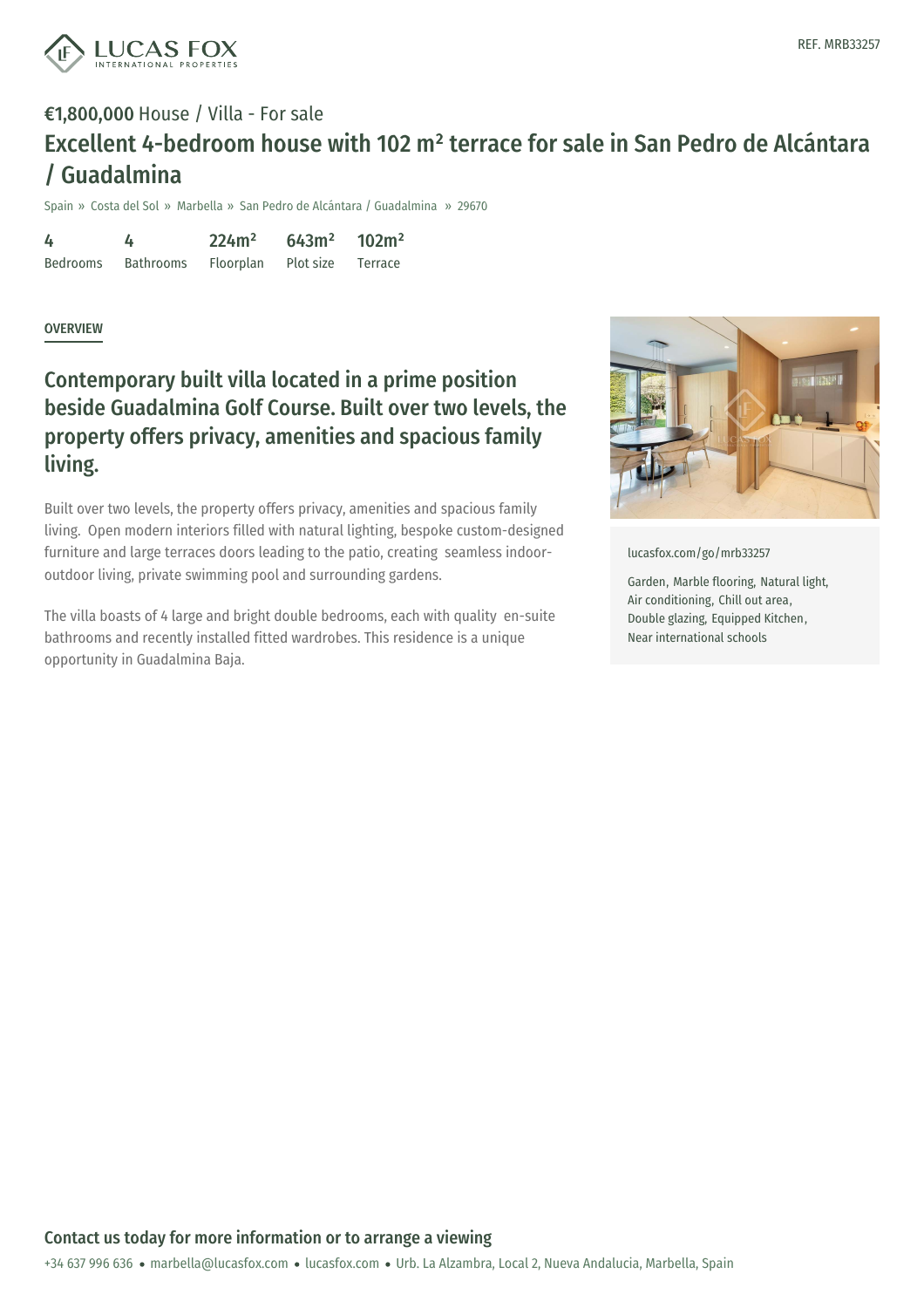REF. MRB33257

**€1,800,000** House / Villa - For sale

# Excellent 4-bedroom house with 102 m² terrace for sale in San Pedro de Alcántara / Guadalmina

Spain » Costa del Sol » Marbella » San Pedro de Alcántara / Guadalmina » 29670

| 4 | 4 | 224m² | 643m² | 102m² |
|---|---|---|---|---|
| Bedrooms | Bathrooms | Floorplan | Plot size | Terrace |

## OVERVIEW

### Contemporary built villa located in a prime position beside Guadalmina Golf Course. Built over two levels, the property offers privacy, amenities and spacious family living.

Built over two levels, the property offers privacy, amenities and spacious family living. Open modern interiors filled with natural lighting, bespoke custom-designed furniture and large terraces doors leading to the patio, creating seamless indoor-outdoor living, private swimming pool and surrounding gardens.

The villa boasts of 4 large and bright double bedrooms, each with quality en-suite bathrooms and recently installed fitted wardrobes. This residence is a unique opportunity in Guadalmina Baja.

lucasfox.com/go/mrb33257

Garden, Marble flooring, Natural light, Air conditioning, Chill out area, Double glazing, Equipped Kitchen, Near international schools

**Contact us today for more information or to arrange a viewing**

+34 637 996 636 • marbella@lucasfox.com • lucasfox.com • Urb. La Alzambra, Local 2, Nueva Andalucia, Marbella, Spain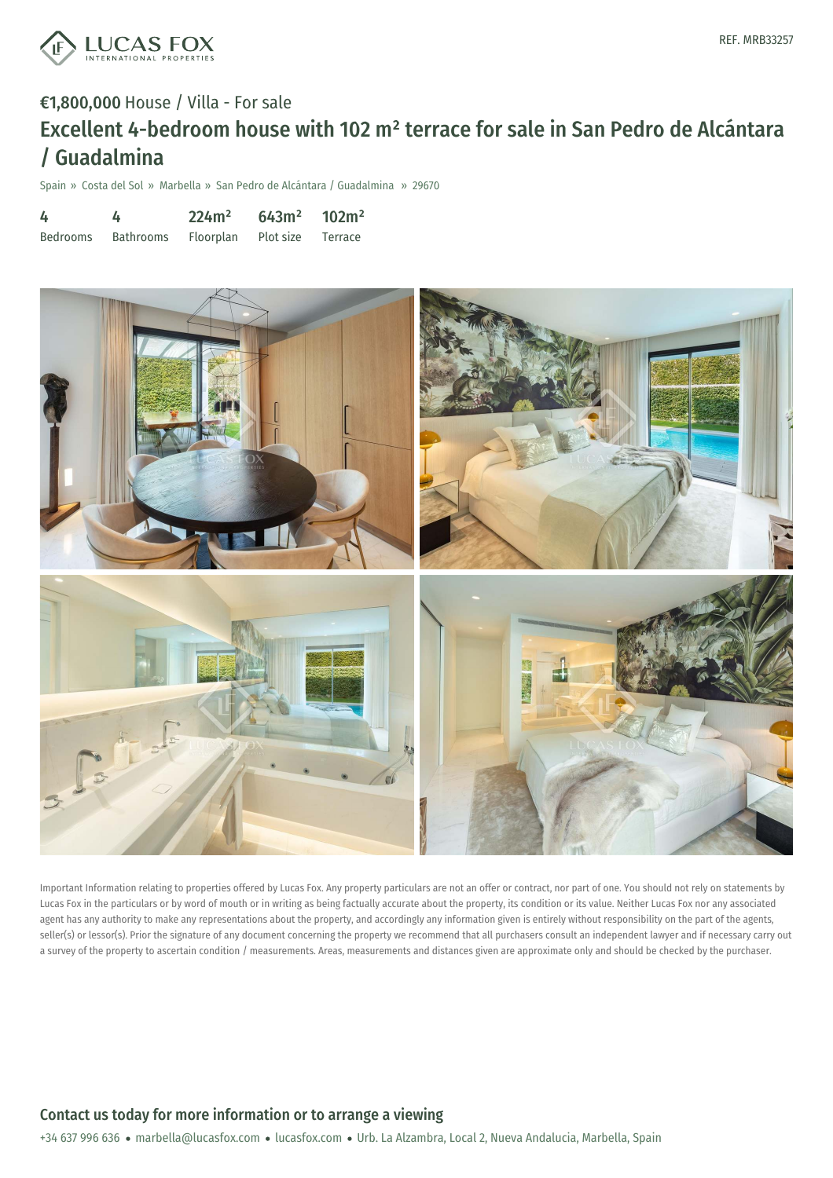REF. MRB33257

€1,800,000 House / Villa - For sale

# Excellent 4-bedroom house with 102 m² terrace for sale in San Pedro de Alcántara / Guadalmina

Spain » Costa del Sol » Marbella » San Pedro de Alcántara / Guadalmina » 29670

| 4 | 4 | 224m² | 643m² | 102m² |
| --- | --- | --- | --- | --- |
| Bedrooms | Bathrooms | Floorplan | Plot size | Terrace |

Important Information relating to properties offered by Lucas Fox. Any property particulars are not an offer or contract, nor part of one. You should not rely on statements by Lucas Fox in the particulars or by word of mouth or in writing as being factually accurate about the property, its condition or its value. Neither Lucas Fox nor any associated agent has any authority to make any representations about the property, and accordingly any information given is entirely without responsibility on the part of the agents, seller(s) or lessor(s). Prior the signature of any document concerning the property we recommend that all purchasers consult an independent lawyer and if necessary carry out a survey of the property to ascertain condition / measurements. Areas, measurements and distances given are approximate only and should be checked by the purchaser.

## Contact us today for more information or to arrange a viewing

+34 637 996 636 • marbella@lucasfox.com • lucasfox.com • Urb. La Alzambra, Local 2, Nueva Andalucia, Marbella, Spain